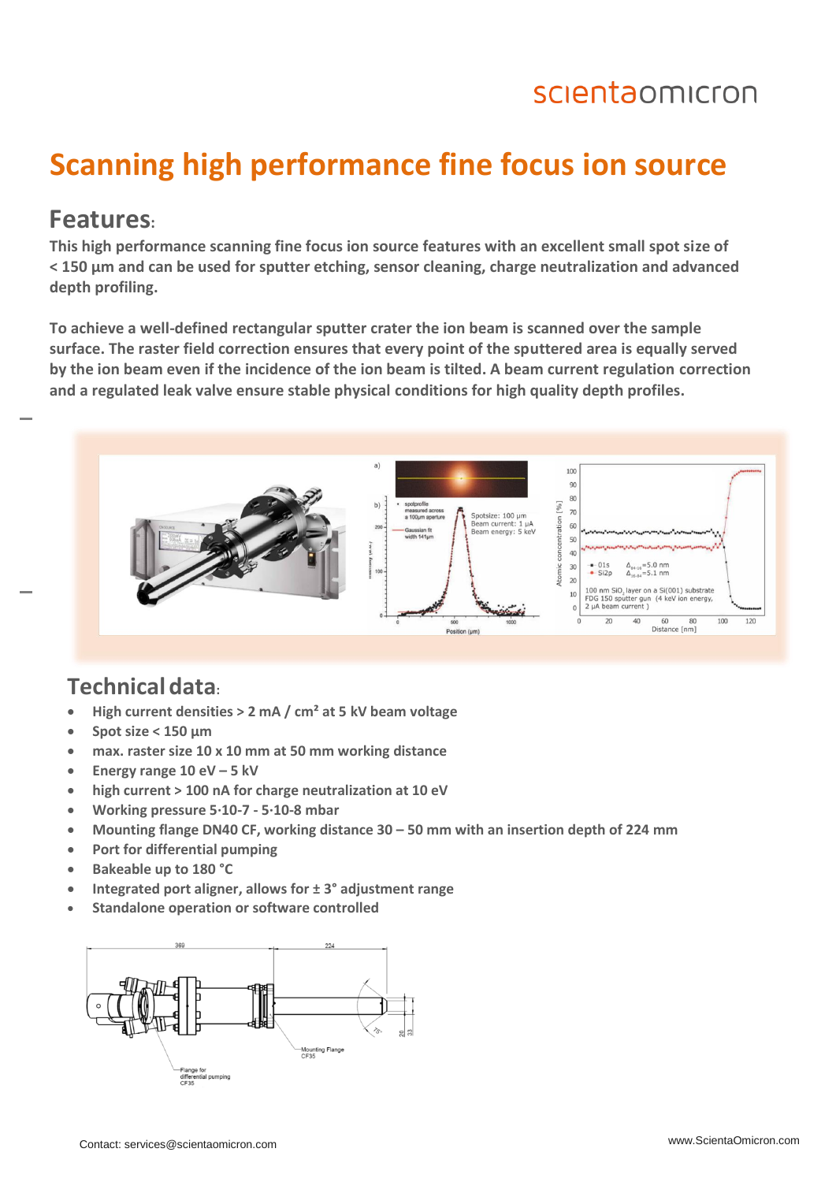scientaomicron

# Scanning high performance fine focus ion source

## Features:

**This high performance scanning fine focus ion source features with an excellent small spot size of < 150 µm and can be used for sputter etching, sensor cleaning, charge neutralization and advanced depth profiling.**

**To achieve a well-defined rectangular sputter crater the ion beam is scanned over the sample surface. The raster field correction ensures that every point of the sputtered area is equally served by the ion beam even if the incidence of the ion beam is tilted. A beam current regulation correction and a regulated leak valve ensure stable physical conditions for high quality depth profiles.**

## Technical data:

- **High current densities > 2 mA / cm² at 5 kV beam voltage**
- **Spot size < 150 µm**
- **max. raster size 10 x 10 mm at 50 mm working distance**
- **Energy range 10 eV – 5 kV**
- **high current > 100 nA for charge neutralization at 10 eV**
- **Working pressure 5·10-7 - 5·10-8 mbar**
- **Mounting flange DN40 CF, working distance 30 – 50 mm with an insertion depth of 224 mm**
- **Port for differential pumping**
- **Bakeable up to 180 °C**
- **Integrated port aligner, allows for ± 3° adjustment range**
- **Standalone operation or software controlled**

Contact: services@scientaomicron.com

www.ScientaOmicron.com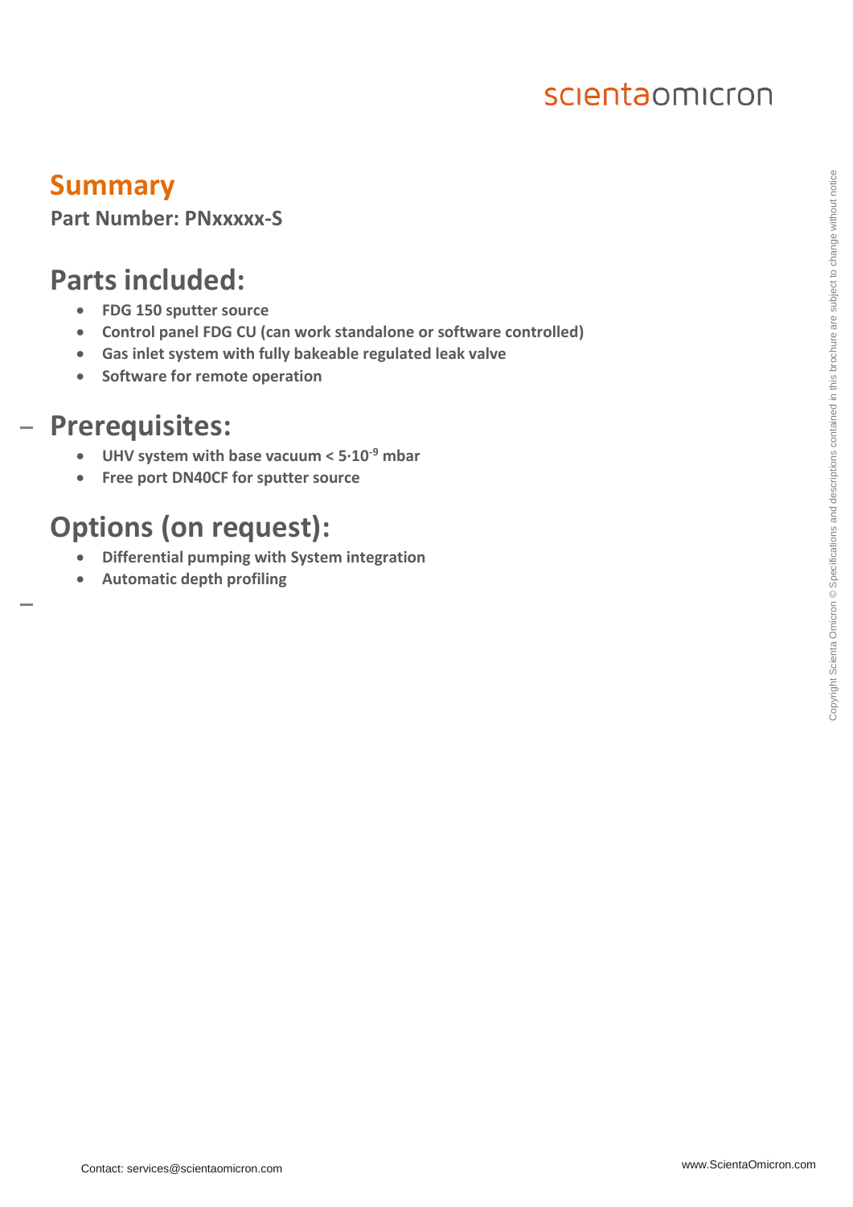# Summary

**Part Number: PNxxxxx-S**

## Parts included:

- **FDG 150 sputter source**
- **Control panel FDG CU (can work standalone or software controlled)**
- **Gas inlet system with fully bakeable regulated leak valve**
- **Software for remote operation**

## Prerequisites:

- **UHV system with base vacuum < $5 \cdot 10^{-9}$ mbar**
- **Free port DN40CF for sputter source**

## Options (on request):

- **Differential pumping with System integration**
- **Automatic depth profiling**

Contact: services@scientaomicron.com

www.ScientaOmicron.com

Copyright Scienta Omicron © Specifications and descriptions contained in this brochure are subject to change without notice